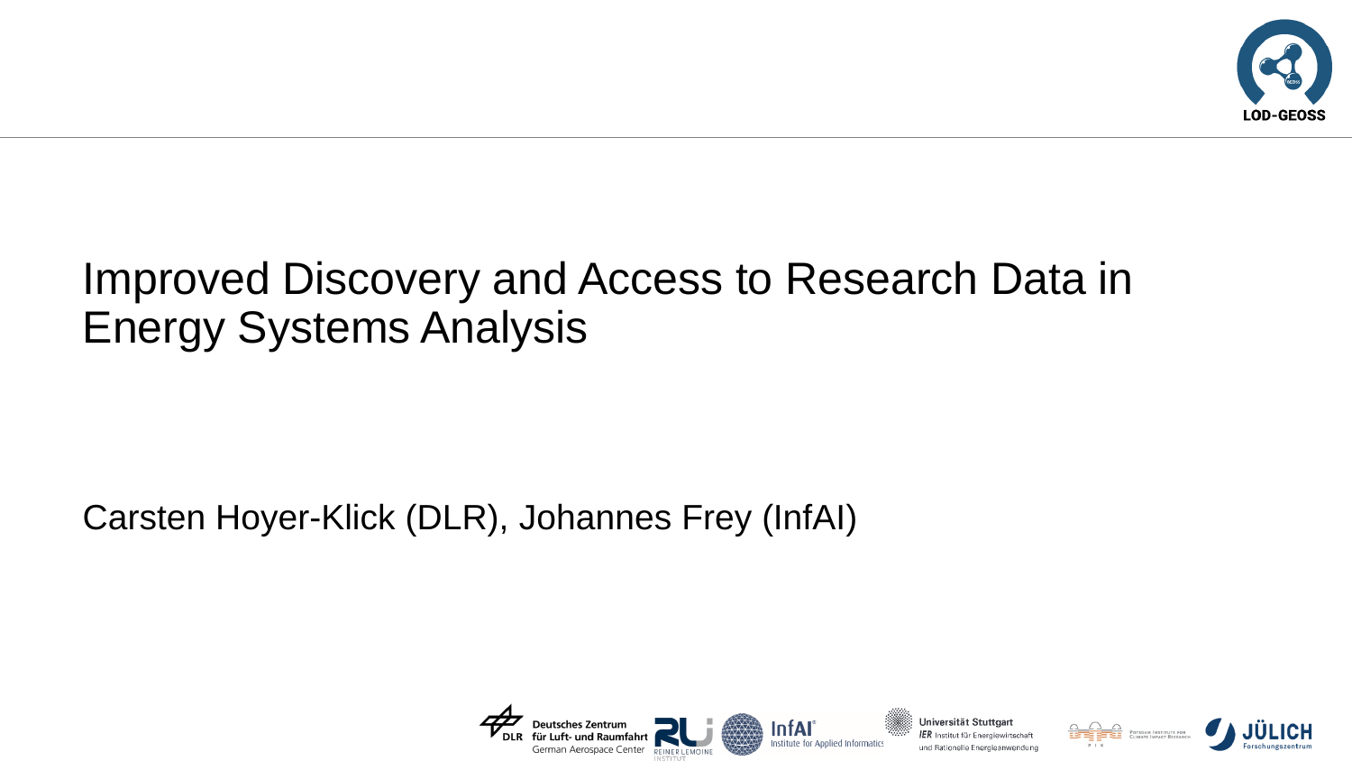# Improved Discovery and Access to Research Data in Energy Systems Analysis

Carsten Hoyer-Klick (DLR), Johannes Frey (InfAI)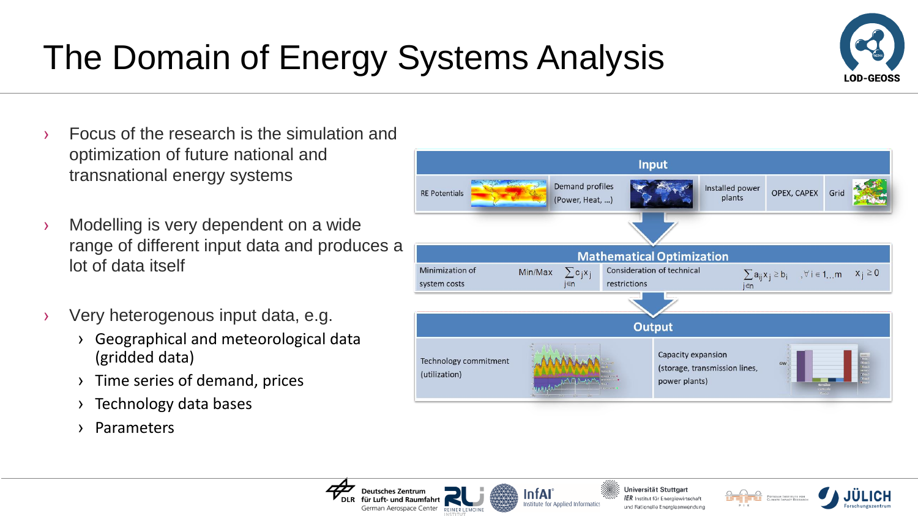# The Domain of Energy Systems Analysis

- Focus of the research is the simulation and optimization of future national and transnational energy systems
- Modelling is very dependent on a wide range of different input data and produces a lot of data itself
- Very heterogenous input data, e.g.
  - Geographical and meteorological data (gridded data)
  - Time series of demand, prices
  - Technology data bases
  - Parameters

**Input**

RE Potentials | Demand profiles (Power, Heat, ...) | Installed power plants | OPEX, CAPEX | Grid

**Mathematical Optimization**

Minimization of system costs Min/Max $\sum_{j \in n} c_j x_j$

Consideration of technical restrictions $\sum_{j \in n} a_{ij} x_j \geq b_i \quad , \forall i \in 1 \ldots m \quad x_j \geq 0$

**Output**

Technology commitment (utilization)

Capacity expansion (storage, transmission lines, power plants)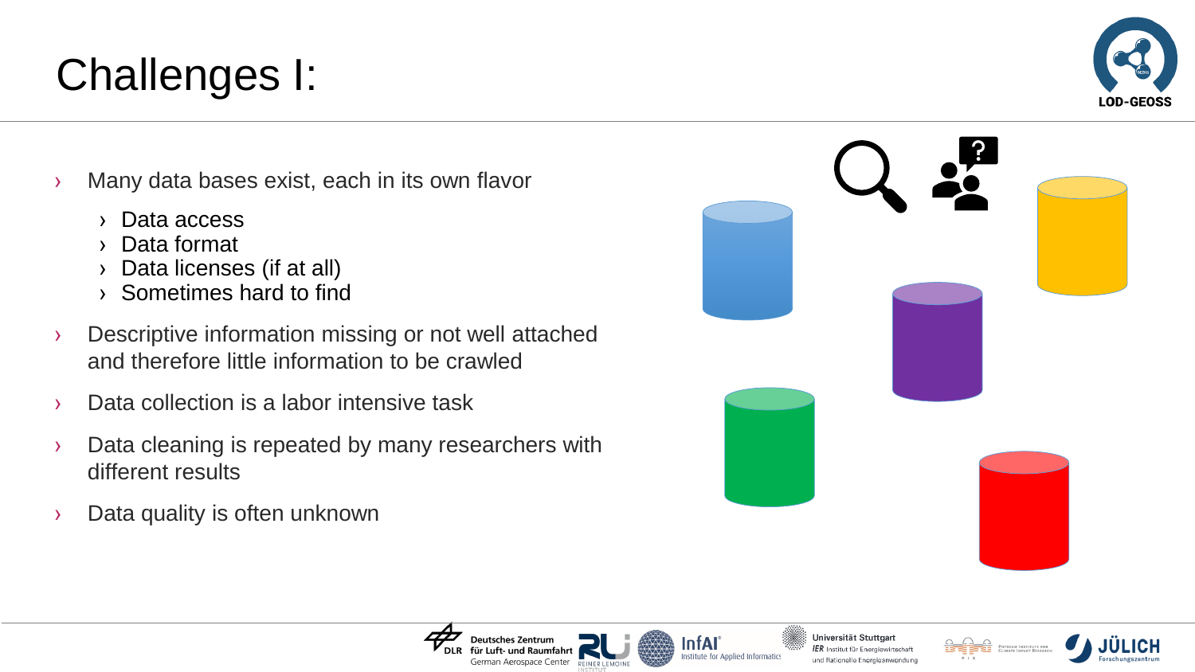# Challenges I:

- Many data bases exist, each in its own flavor
  - Data access
  - Data format
  - Data licenses (if at all)
  - Sometimes hard to find
- Descriptive information missing or not well attached and therefore little information to be crawled
- Data collection is a labor intensive task
- Data cleaning is repeated by many researchers with different results
- Data quality is often unknown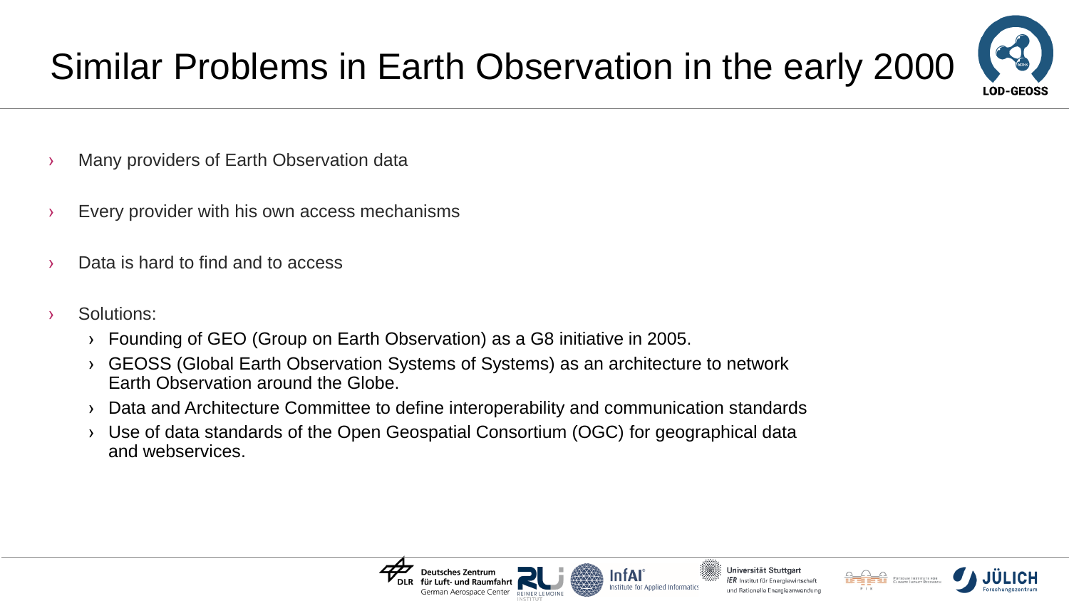# Similar Problems in Earth Observation in the early 2000

- Many providers of Earth Observation data
- Every provider with his own access mechanisms
- Data is hard to find and to access
- Solutions:
  - Founding of GEO (Group on Earth Observation) as a G8 initiative in 2005.
  - GEOSS (Global Earth Observation Systems of Systems) as an architecture to network Earth Observation around the Globe.
  - Data and Architecture Committee to define interoperability and communication standards
  - Use of data standards of the Open Geospatial Consortium (OGC) for geographical data and webservices.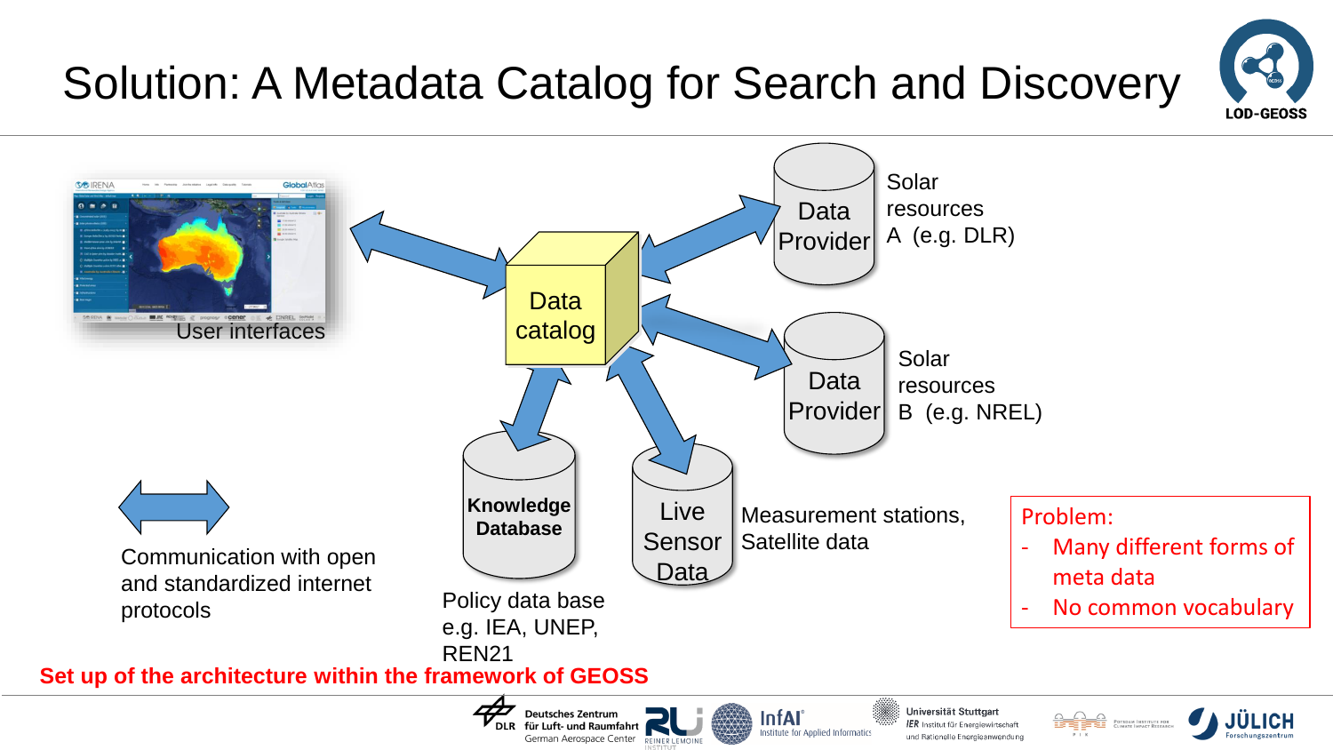# Solution: A Metadata Catalog for Search and Discovery

User interfaces

Data catalog

Data Provider — Solar resources A (e.g. DLR)

Data Provider — Solar resources B (e.g. NREL)

**Knowledge Database** — Policy data base e.g. IEA, UNEP, REN21

Live Sensor Data — Measurement stations, Satellite data

Communication with open and standardized internet protocols

Problem:
- Many different forms of meta data
- No common vocabulary

**Set up of the architecture within the framework of GEOSS**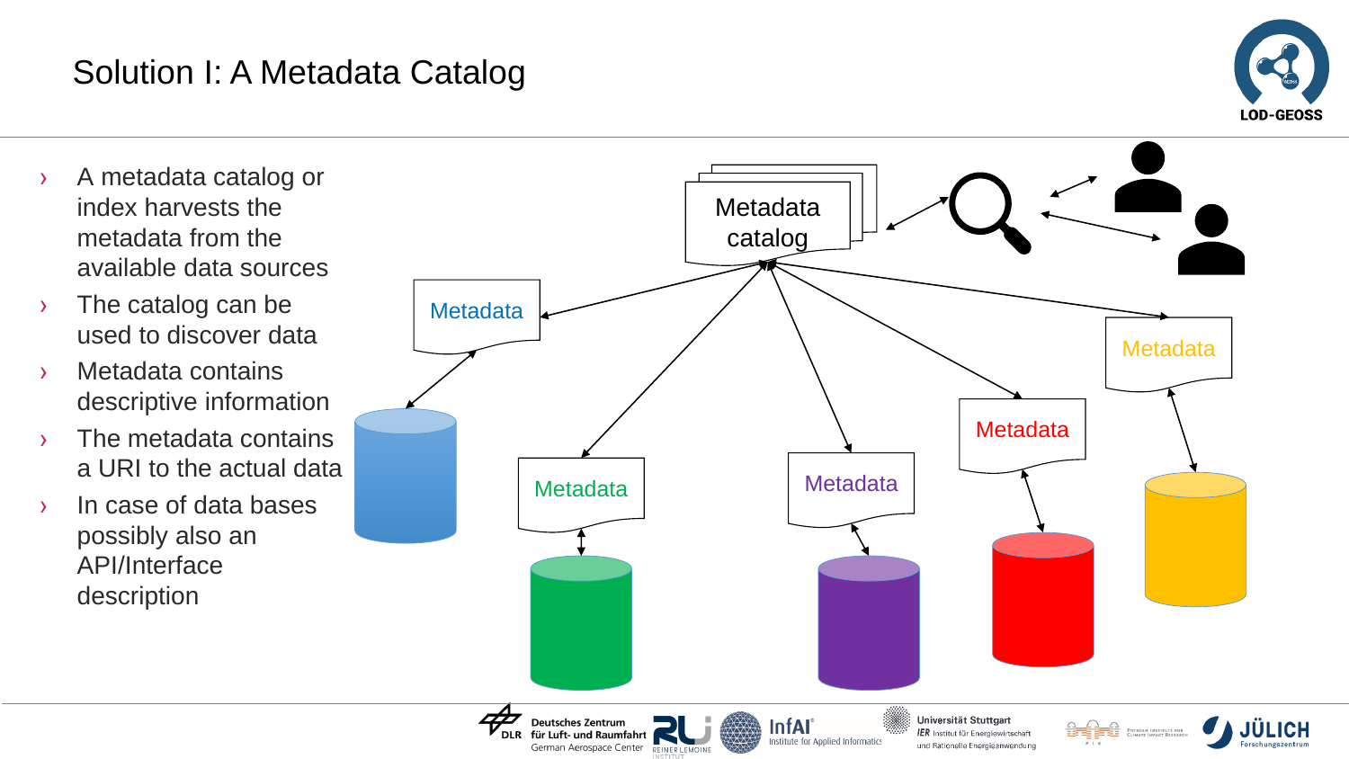# Solution I: A Metadata Catalog

- A metadata catalog or index harvests the metadata from the available data sources
- The catalog can be used to discover data
- Metadata contains descriptive information
- The metadata contains a URI to the actual data
- In case of data bases possibly also an API/Interface description

Metadata catalog

Metadata

Metadata

Metadata

Metadata

Metadata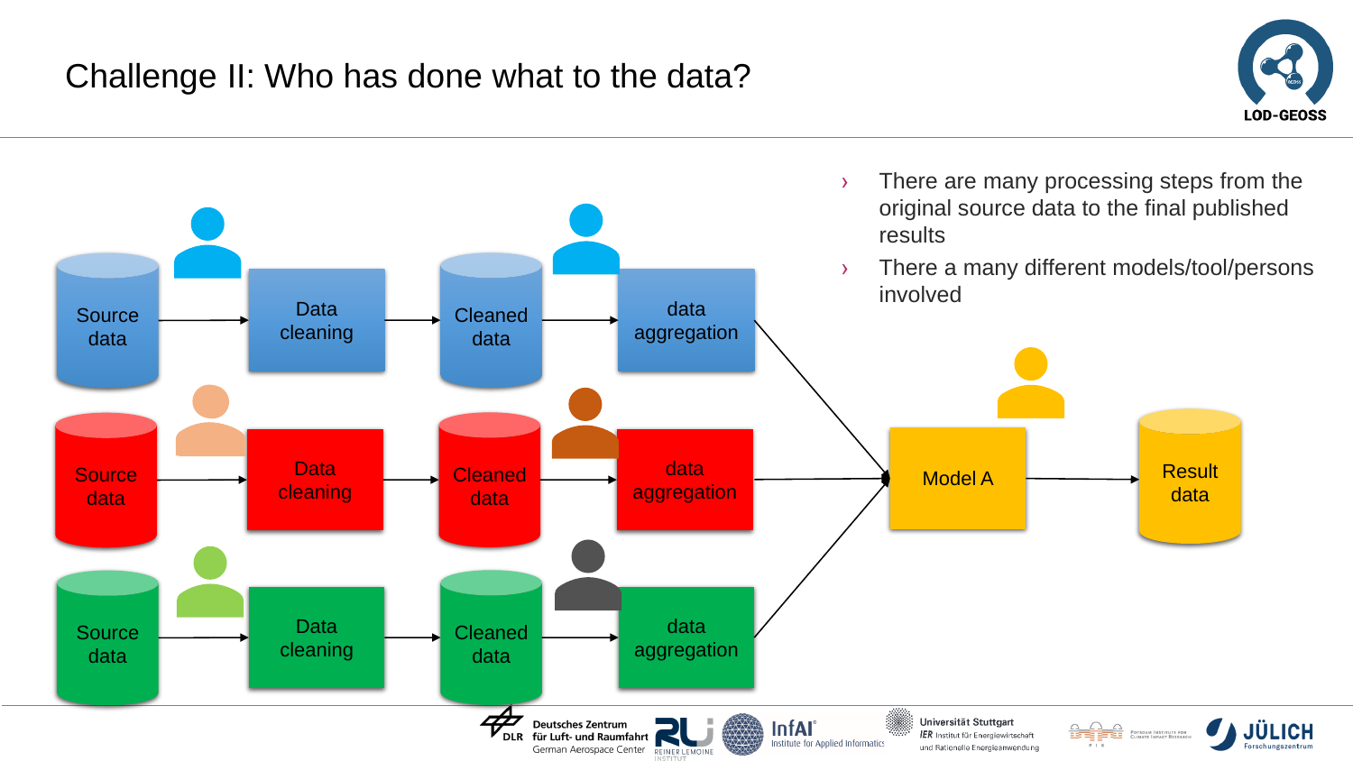# Challenge II: Who has done what to the data?

- There are many processing steps from the original source data to the final published results
- There a many different models/tool/persons involved

Source data → Data cleaning → Cleaned data → data aggregation

Source data → Data cleaning → Cleaned data → data aggregation

Source data → Data cleaning → Cleaned data → data aggregation

→ Model A → Result data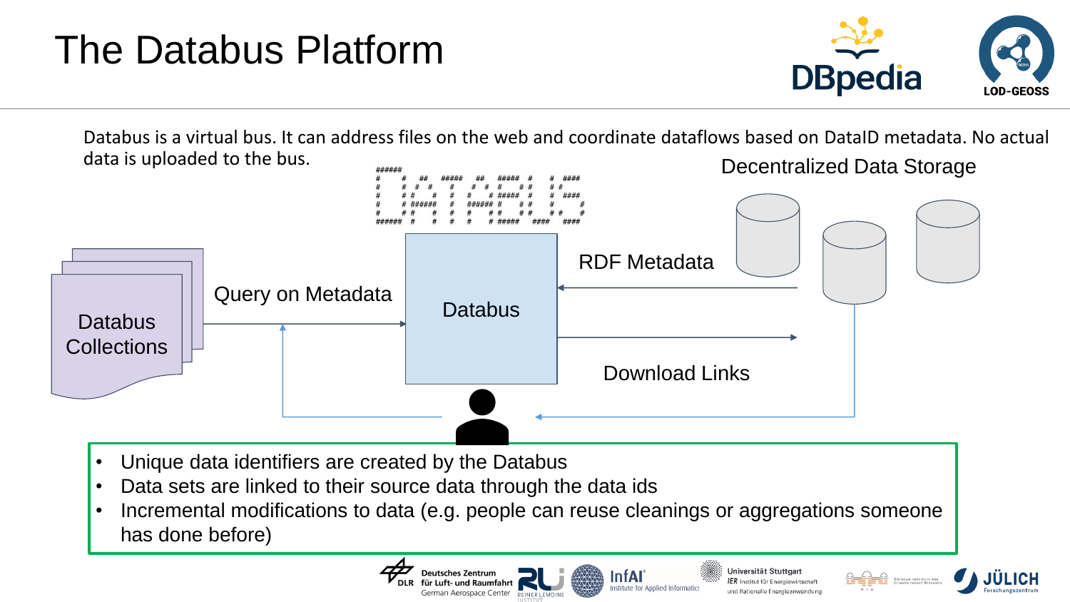# The Databus Platform

Databus is a virtual bus. It can address files on the web and coordinate dataflows based on DataID metadata. No actual data is uploaded to the bus.

Decentralized Data Storage

RDF Metadata

Query on Metadata

Databus

Databus Collections

Download Links

- Unique data identifiers are created by the Databus
- Data sets are linked to their source data through the data ids
- Incremental modifications to data (e.g. people can reuse cleanings or aggregations someone has done before)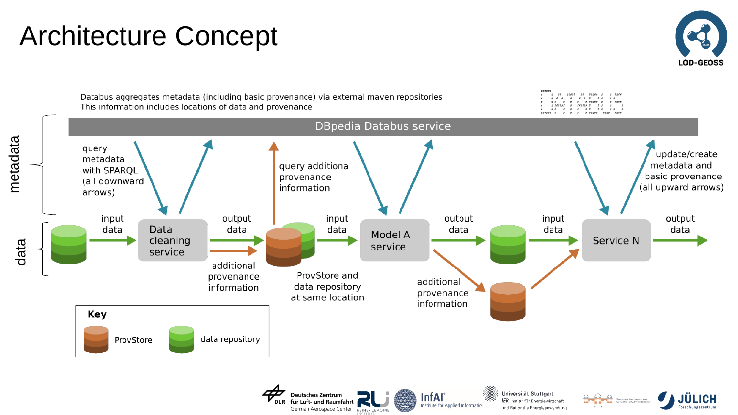# Architecture Concept

Databus aggregates metadata (including basic provenance) via external maven repositories
This information includes locations of data and provenance

DBpedia Databus service

metadata

data

query metadata with SPARQL (all downward arrows)

query additional provenance information

update/create metadata and basic provenance (all upward arrows)

input data

Data cleaning service

output data

additional provenance information

ProvStore and data repository at same location

input data

Model A service

output data

additional provenance information

input data

Service N

output data

**Key**

ProvStore

data repository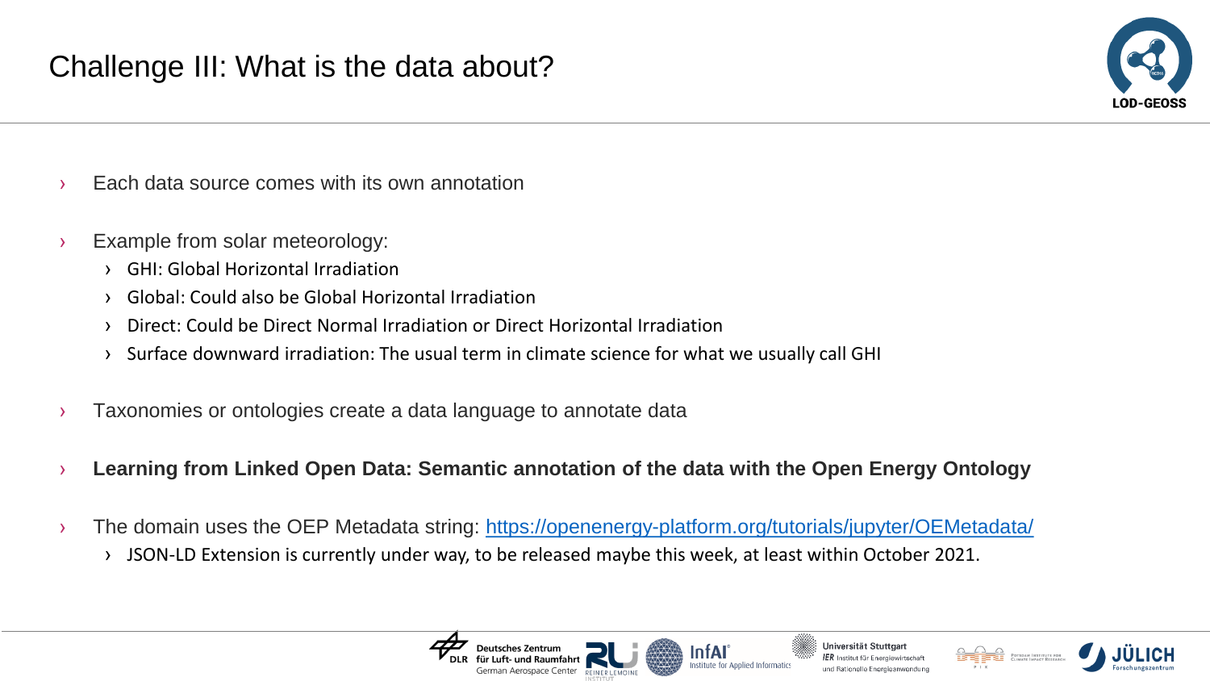# Challenge III: What is the data about?

- Each data source comes with its own annotation
- Example from solar meteorology:
  - GHI: Global Horizontal Irradiation
  - Global: Could also be Global Horizontal Irradiation
  - Direct: Could be Direct Normal Irradiation or Direct Horizontal Irradiation
  - Surface downward irradiation: The usual term in climate science for what we usually call GHI
- Taxonomies or ontologies create a data language to annotate data
- **Learning from Linked Open Data: Semantic annotation of the data with the Open Energy Ontology**
- The domain uses the OEP Metadata string: [https://openenergy-platform.org/tutorials/jupyter/OEMetadata/](https://openenergy-platform.org/tutorials/jupyter/OEMetadata/)
  - JSON-LD Extension is currently under way, to be released maybe this week, at least within October 2021.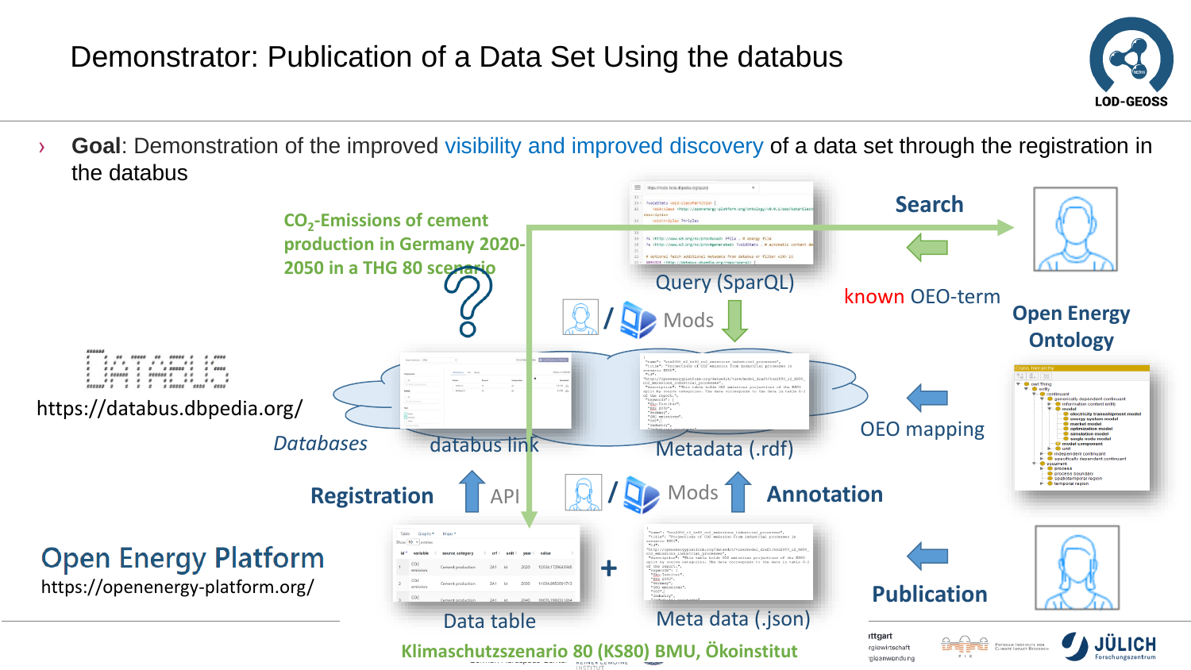# Demonstrator: Publication of a Data Set Using the databus

- **Goal**: Demonstration of the improved visibility and improved discovery of a data set through the registration in the databus

$CO_2$-Emissions of cement production in Germany 2020-2050 in a THG 80 scenario

?

https://databus.dbpedia.org/

*Databases*

databus link

Query (SparQL)

Mods

Search

known OEO-term

Open Energy Ontology

OEO mapping

Metadata (.rdf)

Registration

API

Mods

Annotation

Open Energy Platform

https://openenergy-platform.org/

Data table

+

Meta data (.json)

Publication

Klimaschutzszenario 80 (KS80) BMU, Ökoinstitut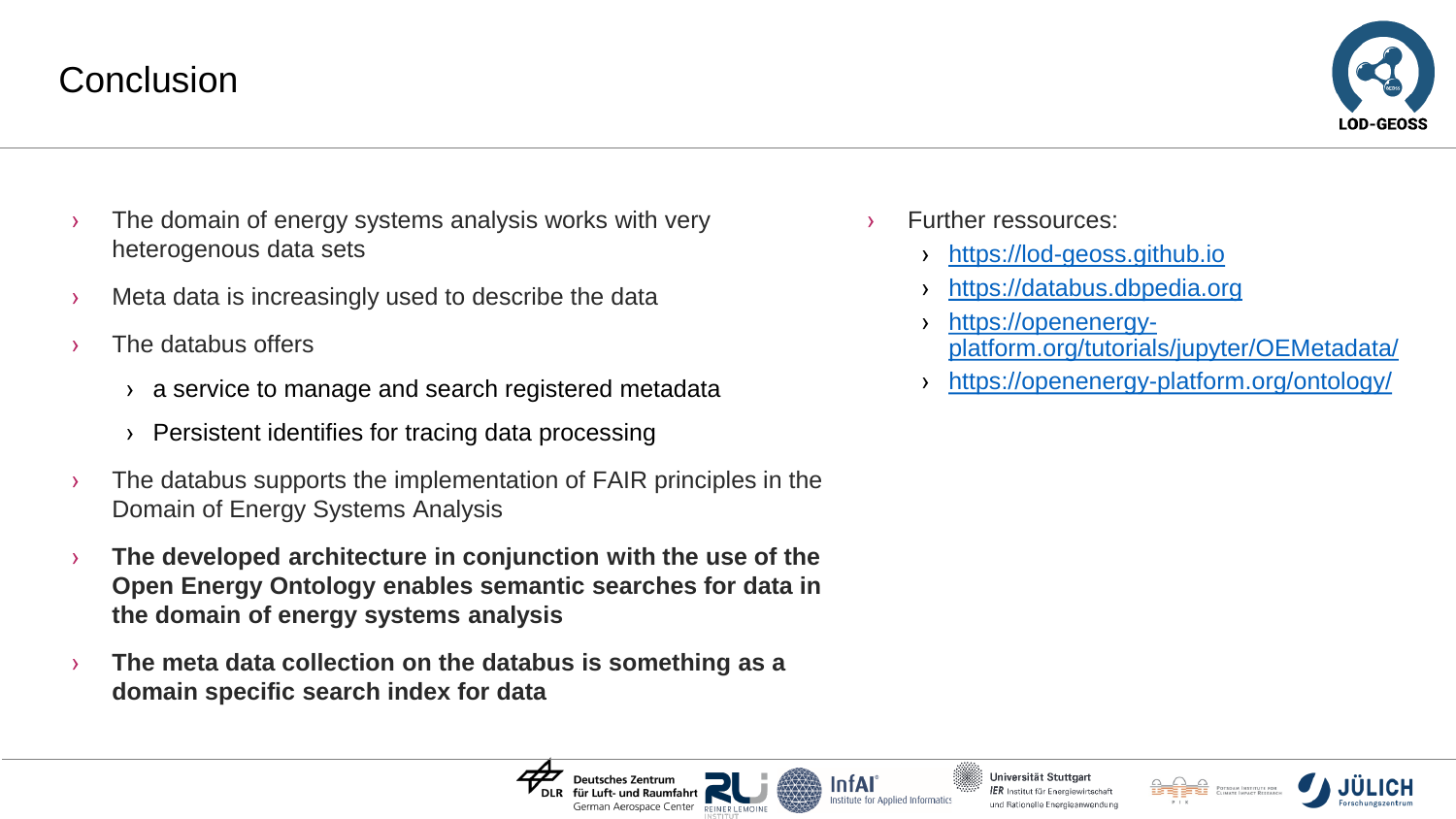# Conclusion

- The domain of energy systems analysis works with very heterogenous data sets
- Meta data is increasingly used to describe the data
- The databus offers
  - a service to manage and search registered metadata
  - Persistent identifies for tracing data processing
- The databus supports the implementation of FAIR principles in the Domain of Energy Systems Analysis
- **The developed architecture in conjunction with the use of the Open Energy Ontology enables semantic searches for data in the domain of energy systems analysis**
- **The meta data collection on the databus is something as a domain specific search index for data**

- Further ressources:
  - https://lod-geoss.github.io
  - https://databus.dbpedia.org
  - https://openenergy-platform.org/tutorials/jupyter/OEMetadata/
  - https://openenergy-platform.org/ontology/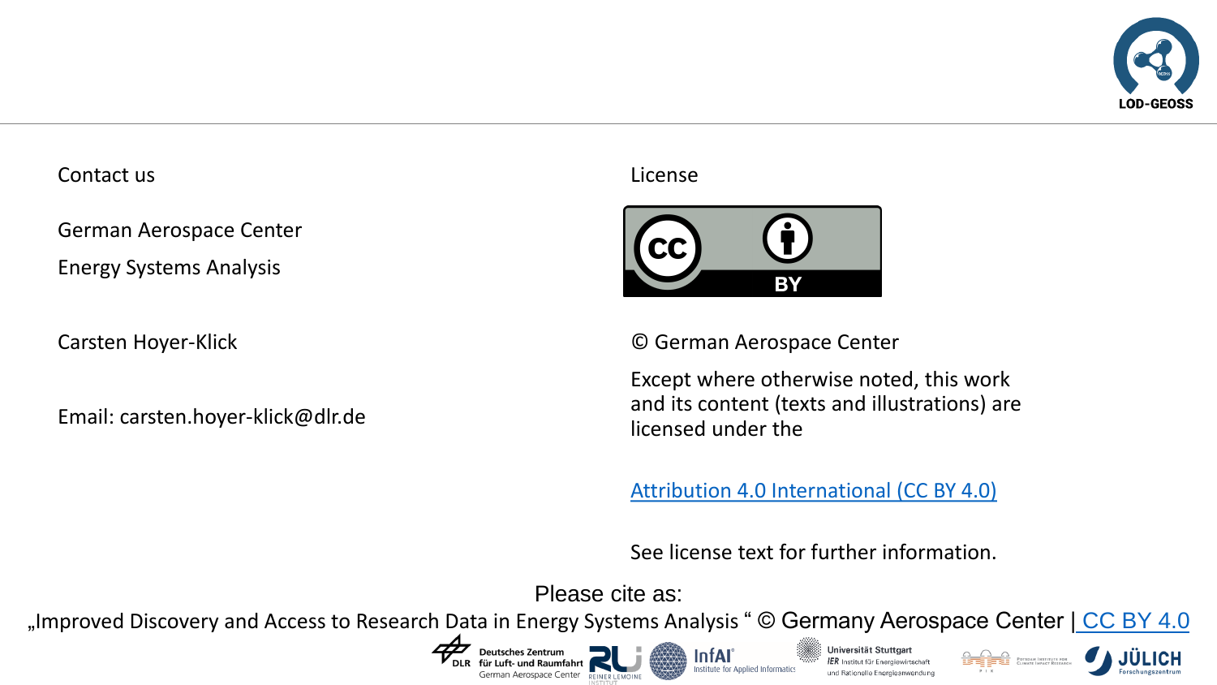Contact us

German Aerospace Center

Energy Systems Analysis

Carsten Hoyer-Klick

Email: carsten.hoyer-klick@dlr.de

License

© German Aerospace Center

Except where otherwise noted, this work and its content (texts and illustrations) are licensed under the

[Attribution 4.0 International (CC BY 4.0)](https://creativecommons.org/licenses/by/4.0/)

See license text for further information.

Please cite as:

„Improved Discovery and Access to Research Data in Energy Systems Analysis " © Germany Aerospace Center | [CC BY 4.0](https://creativecommons.org/licenses/by/4.0/)